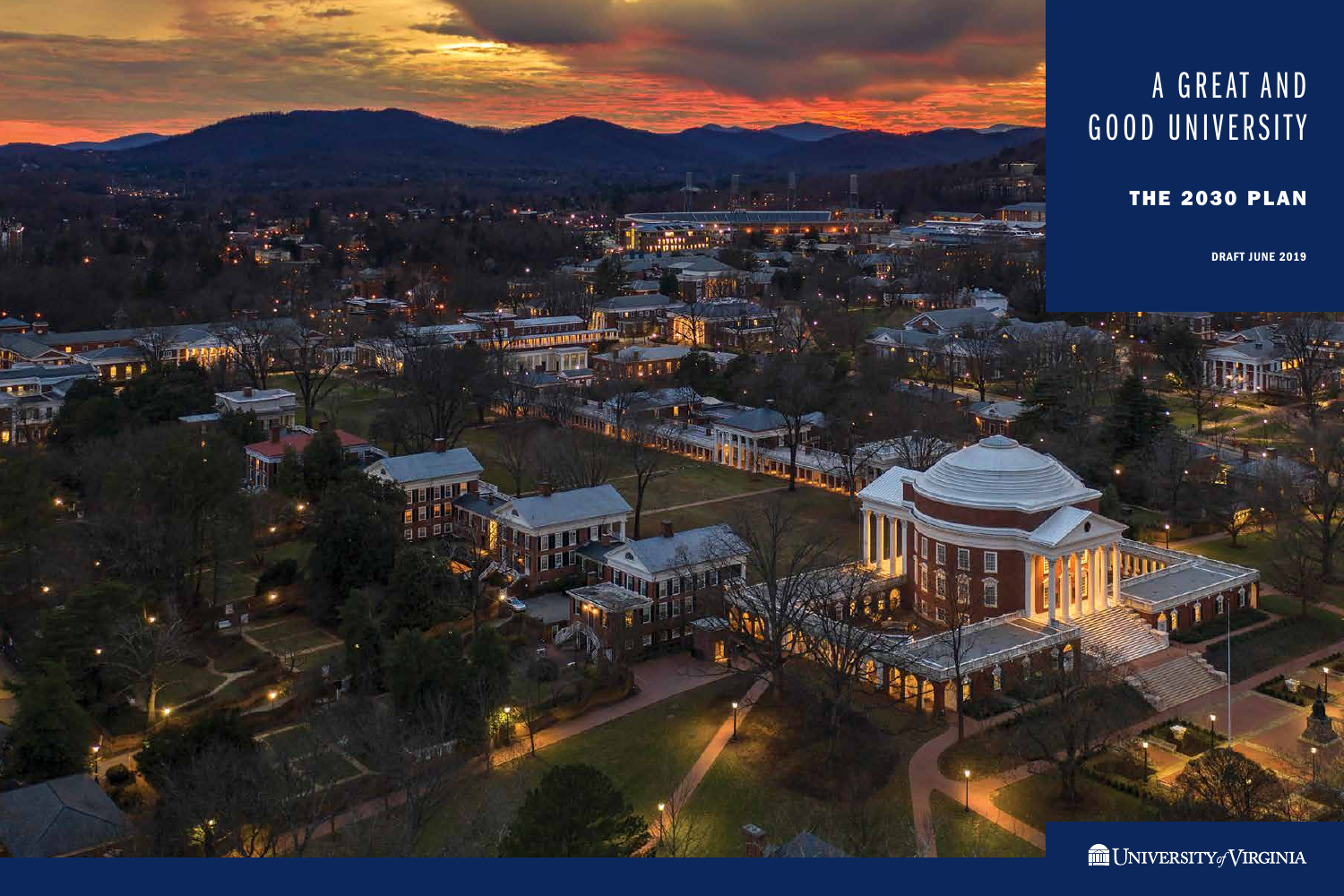# A GREAT AND GOOD UNIVERSITY

## THE 2030 PLAN

DRAFT JUNE 2019

UNIVERSITY *of* VIRGINIA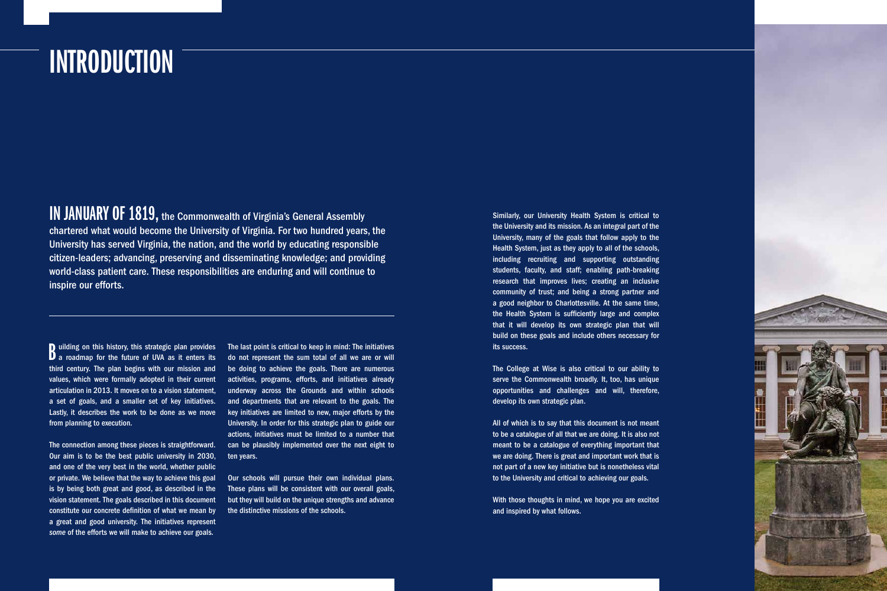# INTRODUCTION

**IN JANUARY OF 1819,** the Commonwealth of Virginia's General Assembly chartered what would become the University of Virginia. For two hundred years, the University has served Virginia, the nation, and the world by educating responsible citizen-leaders; advancing, preserving and disseminating knowledge; and providing world-class patient care. These responsibilities are enduring and will continue to inspire our efforts.

Building on this history, this strategic plan provides a roadmap for the future of UVA as it enters its third century. The plan begins with our mission and values, which were formally adopted in their current articulation in 2013. It moves on to a vision statement, a set of goals, and a smaller set of key initiatives. Lastly, it describes the work to be done as we move from planning to execution.

The connection among these pieces is straightforward. Our aim is to be the best public university in 2030, and one of the very best in the world, whether public or private. We believe that the way to achieve this goal is by being both great and good, as described in the vision statement. The goals described in this document constitute our concrete definition of what we mean by a great and good university. The initiatives represent *some* of the efforts we will make to achieve our goals.

The last point is critical to keep in mind: The initiatives do not represent the sum total of all we are or will be doing to achieve the goals. There are numerous activities, programs, efforts, and initiatives already underway across the Grounds and within schools and departments that are relevant to the goals. The key initiatives are limited to new, major efforts by the University. In order for this strategic plan to guide our actions, initiatives must be limited to a number that can be plausibly implemented over the next eight to ten years.

Our schools will pursue their own individual plans. These plans will be consistent with our overall goals, but they will build on the unique strengths and advance the distinctive missions of the schools.

Similarly, our University Health System is critical to the University and its mission. As an integral part of the University, many of the goals that follow apply to the Health System, just as they apply to all of the schools, including recruiting and supporting outstanding students, faculty, and staff; enabling path-breaking research that improves lives; creating an inclusive community of trust; and being a strong partner and a good neighbor to Charlottesville. At the same time, the Health System is sufficiently large and complex that it will develop its own strategic plan that will build on these goals and include others necessary for its success.

The College at Wise is also critical to our ability to serve the Commonwealth broadly. It, too, has unique opportunities and challenges and will, therefore, develop its own strategic plan.

All of which is to say that this document is not meant to be a catalogue of all that we are doing. It is also not meant to be a catalogue of everything important that we are doing. There is great and important work that is not part of a new key initiative but is nonetheless vital to the University and critical to achieving our goals.

With those thoughts in mind, we hope you are excited and inspired by what follows.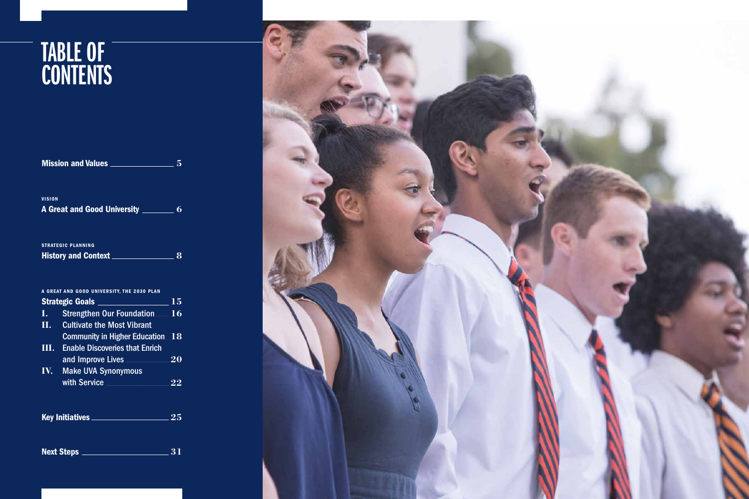# TABLE OF CONTENTS

**Mission and Values** — 5

VISION

**A Great and Good University** — 6

STRATEGIC PLANNING

**History and Context** — 8

A GREAT AND GOOD UNIVERSITY, THE 2030 PLAN

**Strategic Goals** — 15

- **I.** Strengthen Our Foundation — 16
- **II.** Cultivate the Most Vibrant Community in Higher Education — 18
- **III.** Enable Discoveries that Enrich and Improve Lives — 20
- **IV.** Make UVA Synonymous with Service — 22

**Key Initiatives** — 25

**Next Steps** — 31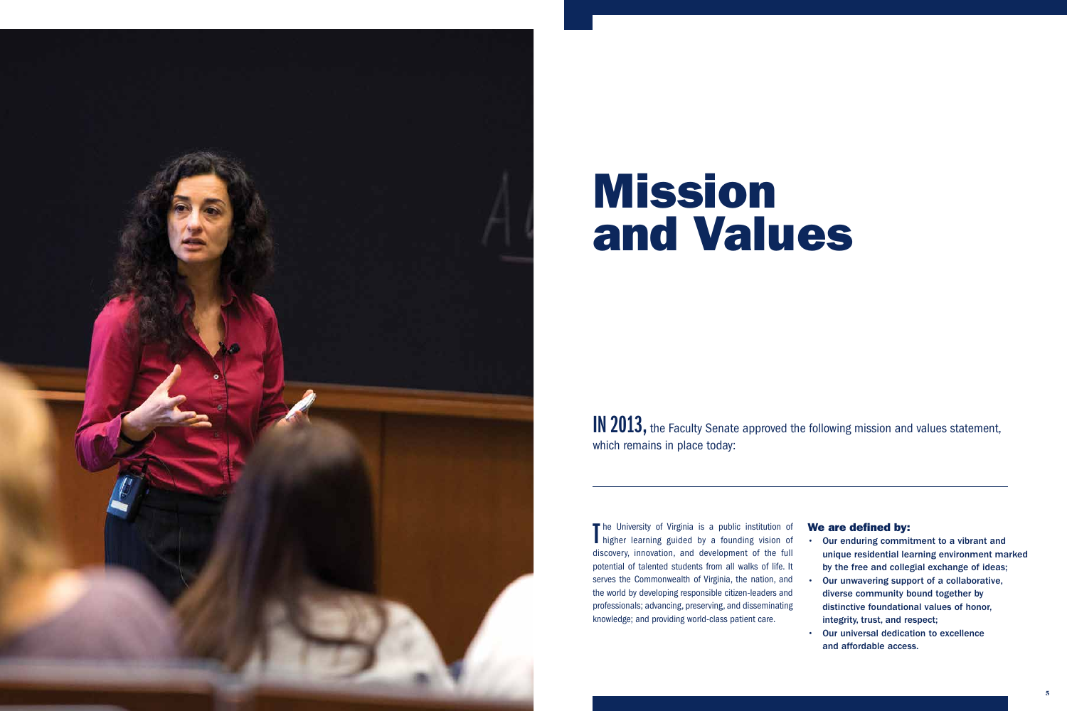# Mission and Values

**IN 2013,** the Faculty Senate approved the following mission and values statement, which remains in place today:

The University of Virginia is a public institution of higher learning guided by a founding vision of discovery, innovation, and development of the full potential of talented students from all walks of life. It serves the Commonwealth of Virginia, the nation, and the world by developing responsible citizen-leaders and professionals; advancing, preserving, and disseminating knowledge; and providing world-class patient care.

**We are defined by:**

- **Our enduring commitment to a vibrant and unique residential learning environment marked by the free and collegial exchange of ideas;**
- **Our unwavering support of a collaborative, diverse community bound together by distinctive foundational values of honor, integrity, trust, and respect;**
- **Our universal dedication to excellence and affordable access.**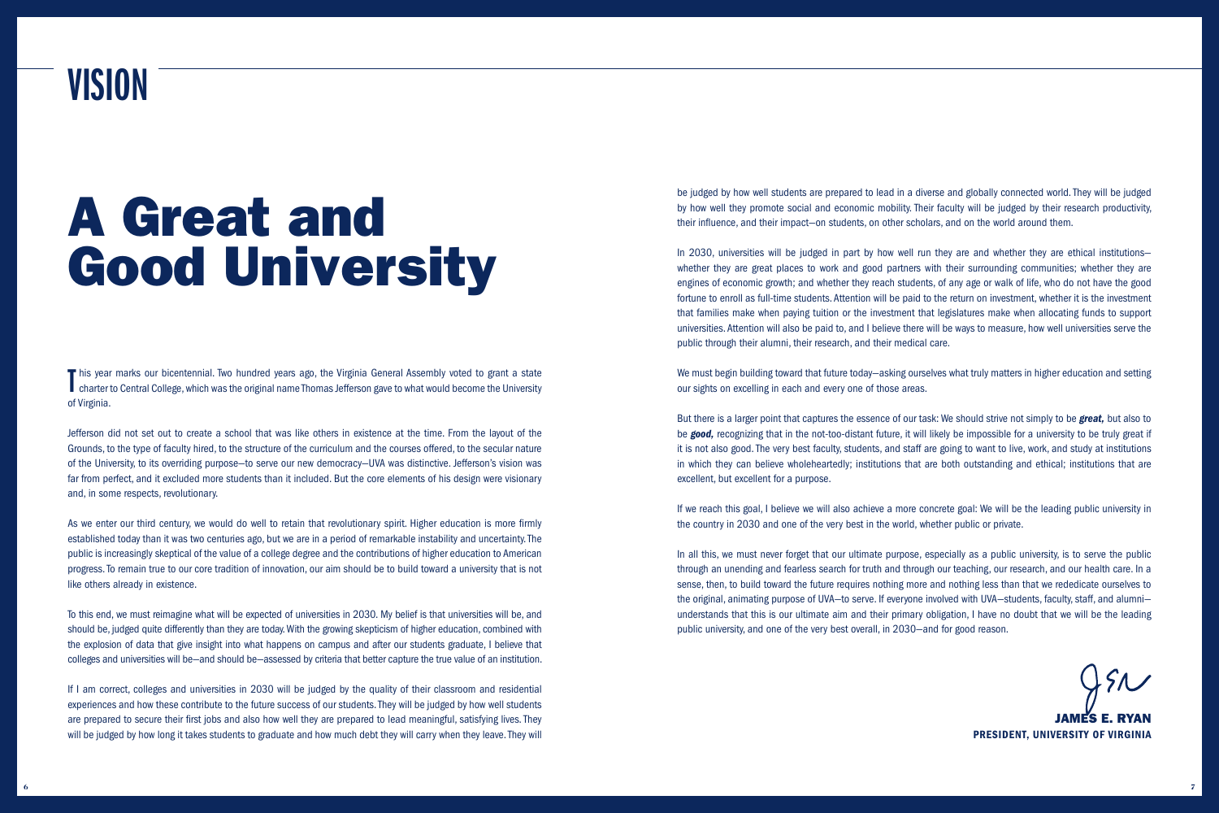# VISION

# A Great and Good University

This year marks our bicentennial. Two hundred years ago, the Virginia General Assembly voted to grant a state charter to Central College, which was the original name Thomas Jefferson gave to what would become the University of Virginia.

Jefferson did not set out to create a school that was like others in existence at the time. From the layout of the Grounds, to the type of faculty hired, to the structure of the curriculum and the courses offered, to the secular nature of the University, to its overriding purpose—to serve our new democracy—UVA was distinctive. Jefferson's vision was far from perfect, and it excluded more students than it included. But the core elements of his design were visionary and, in some respects, revolutionary.

As we enter our third century, we would do well to retain that revolutionary spirit. Higher education is more firmly established today than it was two centuries ago, but we are in a period of remarkable instability and uncertainty. The public is increasingly skeptical of the value of a college degree and the contributions of higher education to American progress. To remain true to our core tradition of innovation, our aim should be to build toward a university that is not like others already in existence.

To this end, we must reimagine what will be expected of universities in 2030. My belief is that universities will be, and should be, judged quite differently than they are today. With the growing skepticism of higher education, combined with the explosion of data that give insight into what happens on campus and after our students graduate, I believe that colleges and universities will be—and should be—assessed by criteria that better capture the true value of an institution.

If I am correct, colleges and universities in 2030 will be judged by the quality of their classroom and residential experiences and how these contribute to the future success of our students. They will be judged by how well students are prepared to secure their first jobs and also how well they are prepared to lead meaningful, satisfying lives. They will be judged by how long it takes students to graduate and how much debt they will carry when they leave. They will be judged by how well students are prepared to lead in a diverse and globally connected world. They will be judged by how well they promote social and economic mobility. Their faculty will be judged by their research productivity, their influence, and their impact—on students, on other scholars, and on the world around them.

In 2030, universities will be judged in part by how well run they are and whether they are ethical institutions—whether they are great places to work and good partners with their surrounding communities; whether they are engines of economic growth; and whether they reach students, of any age or walk of life, who do not have the good fortune to enroll as full-time students. Attention will be paid to the return on investment, whether it is the investment that families make when paying tuition or the investment that legislatures make when allocating funds to support universities. Attention will also be paid to, and I believe there will be ways to measure, how well universities serve the public through their alumni, their research, and their medical care.

We must begin building toward that future today—asking ourselves what truly matters in higher education and setting our sights on excelling in each and every one of those areas.

But there is a larger point that captures the essence of our task: We should strive not simply to be ***great,*** but also to be ***good,*** recognizing that in the not-too-distant future, it will likely be impossible for a university to be truly great if it is not also good. The very best faculty, students, and staff are going to want to live, work, and study at institutions in which they can believe wholeheartedly; institutions that are both outstanding and ethical; institutions that are excellent, but excellent for a purpose.

If we reach this goal, I believe we will also achieve a more concrete goal: We will be the leading public university in the country in 2030 and one of the very best in the world, whether public or private.

In all this, we must never forget that our ultimate purpose, especially as a public university, is to serve the public through an unending and fearless search for truth and through our teaching, our research, and our health care. In a sense, then, to build toward the future requires nothing more and nothing less than that we rededicate ourselves to the original, animating purpose of UVA—to serve. If everyone involved with UVA—students, faculty, staff, and alumni—understands that this is our ultimate aim and their primary obligation, I have no doubt that we will be the leading public university, and one of the very best overall, in 2030—and for good reason.

**JAMES E. RYAN**
**PRESIDENT, UNIVERSITY OF VIRGINIA**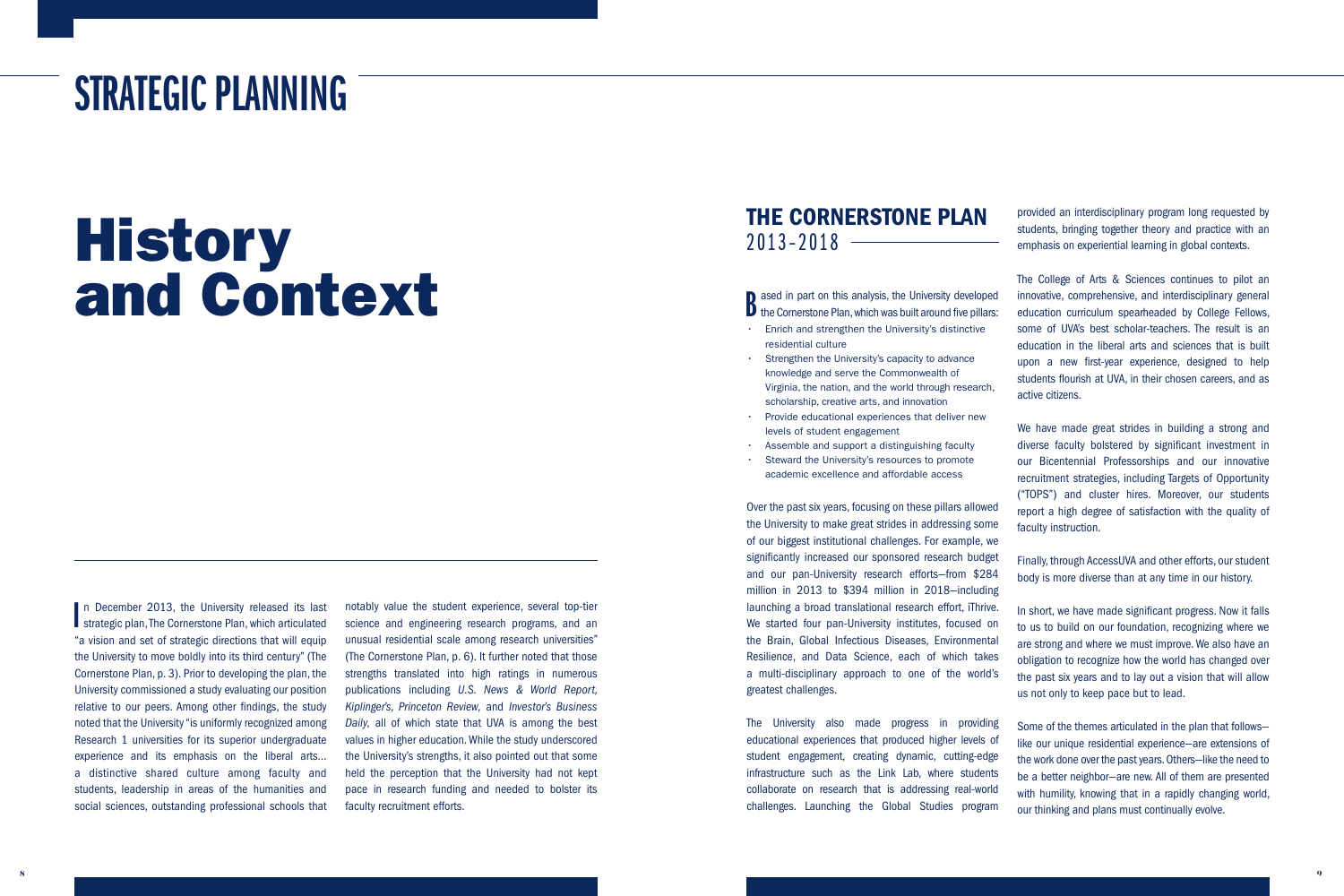# STRATEGIC PLANNING

# History and Context

In December 2013, the University released its last strategic plan, The Cornerstone Plan, which articulated "a vision and set of strategic directions that will equip the University to move boldly into its third century" (The Cornerstone Plan, p. 3). Prior to developing the plan, the University commissioned a study evaluating our position relative to our peers. Among other findings, the study noted that the University "is uniformly recognized among Research 1 universities for its superior undergraduate experience and its emphasis on the liberal arts... a distinctive shared culture among faculty and students, leadership in areas of the humanities and social sciences, outstanding professional schools that notably value the student experience, several top-tier science and engineering research programs, and an unusual residential scale among research universities" (The Cornerstone Plan, p. 6). It further noted that those strengths translated into high ratings in numerous publications including *U.S. News & World Report, Kiplinger's, Princeton Review,* and *Investor's Business Daily,* all of which state that UVA is among the best values in higher education. While the study underscored the University's strengths, it also pointed out that some held the perception that the University had not kept pace in research funding and needed to bolster its faculty recruitment efforts.

## THE CORNERSTONE PLAN 2013-2018

Based in part on this analysis, the University developed the Cornerstone Plan, which was built around five pillars:

- Enrich and strengthen the University's distinctive residential culture
- Strengthen the University's capacity to advance knowledge and serve the Commonwealth of Virginia, the nation, and the world through research, scholarship, creative arts, and innovation
- Provide educational experiences that deliver new levels of student engagement
- Assemble and support a distinguishing faculty
- Steward the University's resources to promote academic excellence and affordable access

Over the past six years, focusing on these pillars allowed the University to make great strides in addressing some of our biggest institutional challenges. For example, we significantly increased our sponsored research budget and our pan-University research efforts—from $284 million in 2013 to $394 million in 2018—including launching a broad translational research effort, iThrive. We started four pan-University institutes, focused on the Brain, Global Infectious Diseases, Environmental Resilience, and Data Science, each of which takes a multi-disciplinary approach to one of the world's greatest challenges.

The University also made progress in providing educational experiences that produced higher levels of student engagement, creating dynamic, cutting-edge infrastructure such as the Link Lab, where students collaborate on research that is addressing real-world challenges. Launching the Global Studies program provided an interdisciplinary program long requested by students, bringing together theory and practice with an emphasis on experiential learning in global contexts.

The College of Arts & Sciences continues to pilot an innovative, comprehensive, and interdisciplinary general education curriculum spearheaded by College Fellows, some of UVA's best scholar-teachers. The result is an education in the liberal arts and sciences that is built upon a new first-year experience, designed to help students flourish at UVA, in their chosen careers, and as active citizens.

We have made great strides in building a strong and diverse faculty bolstered by significant investment in our Bicentennial Professorships and our innovative recruitment strategies, including Targets of Opportunity ("TOPS") and cluster hires. Moreover, our students report a high degree of satisfaction with the quality of faculty instruction.

Finally, through AccessUVA and other efforts, our student body is more diverse than at any time in our history.

In short, we have made significant progress. Now it falls to us to build on our foundation, recognizing where we are strong and where we must improve. We also have an obligation to recognize how the world has changed over the past six years and to lay out a vision that will allow us not only to keep pace but to lead.

Some of the themes articulated in the plan that follows—like our unique residential experience—are extensions of the work done over the past years. Others—like the need to be a better neighbor—are new. All of them are presented with humility, knowing that in a rapidly changing world, our thinking and plans must continually evolve.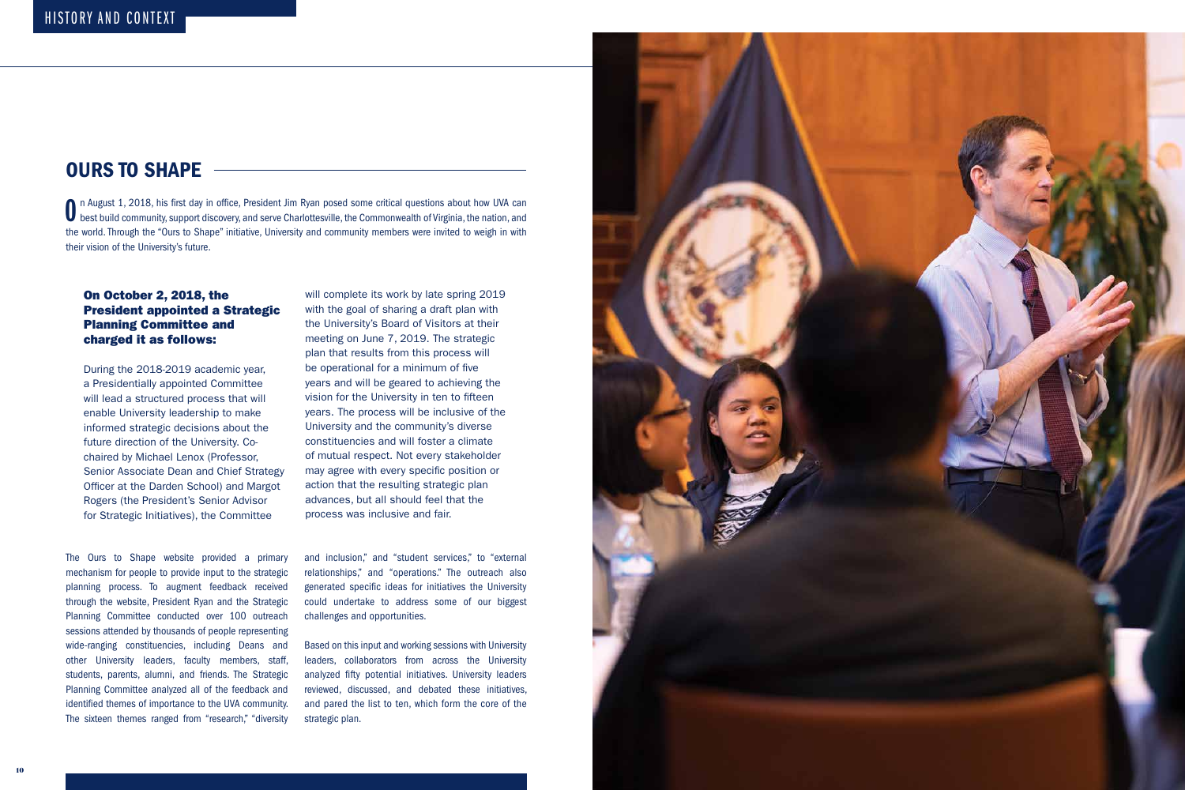## OURS TO SHAPE

On August 1, 2018, his first day in office, President Jim Ryan posed some critical questions about how UVA can best build community, support discovery, and serve Charlottesville, the Commonwealth of Virginia, the nation, and the world. Through the "Ours to Shape" initiative, University and community members were invited to weigh in with their vision of the University's future.

**On October 2, 2018, the President appointed a Strategic Planning Committee and charged it as follows:**

During the 2018-2019 academic year, a Presidentially appointed Committee will lead a structured process that will enable University leadership to make informed strategic decisions about the future direction of the University. Co-chaired by Michael Lenox (Professor, Senior Associate Dean and Chief Strategy Officer at the Darden School) and Margot Rogers (the President's Senior Advisor for Strategic Initiatives), the Committee will complete its work by late spring 2019 with the goal of sharing a draft plan with the University's Board of Visitors at their meeting on June 7, 2019. The strategic plan that results from this process will be operational for a minimum of five years and will be geared to achieving the vision for the University in ten to fifteen years. The process will be inclusive of the University and the community's diverse constituencies and will foster a climate of mutual respect. Not every stakeholder may agree with every specific position or action that the resulting strategic plan advances, but all should feel that the process was inclusive and fair.

The Ours to Shape website provided a primary mechanism for people to provide input to the strategic planning process. To augment feedback received through the website, President Ryan and the Strategic Planning Committee conducted over 100 outreach sessions attended by thousands of people representing wide-ranging constituencies, including Deans and other University leaders, faculty members, staff, students, parents, alumni, and friends. The Strategic Planning Committee analyzed all of the feedback and identified themes of importance to the UVA community. The sixteen themes ranged from "research," "diversity and inclusion," and "student services," to "external relationships," and "operations." The outreach also generated specific ideas for initiatives the University could undertake to address some of our biggest challenges and opportunities.

Based on this input and working sessions with University leaders, collaborators from across the University analyzed fifty potential initiatives. University leaders reviewed, discussed, and debated these initiatives, and pared the list to ten, which form the core of the strategic plan.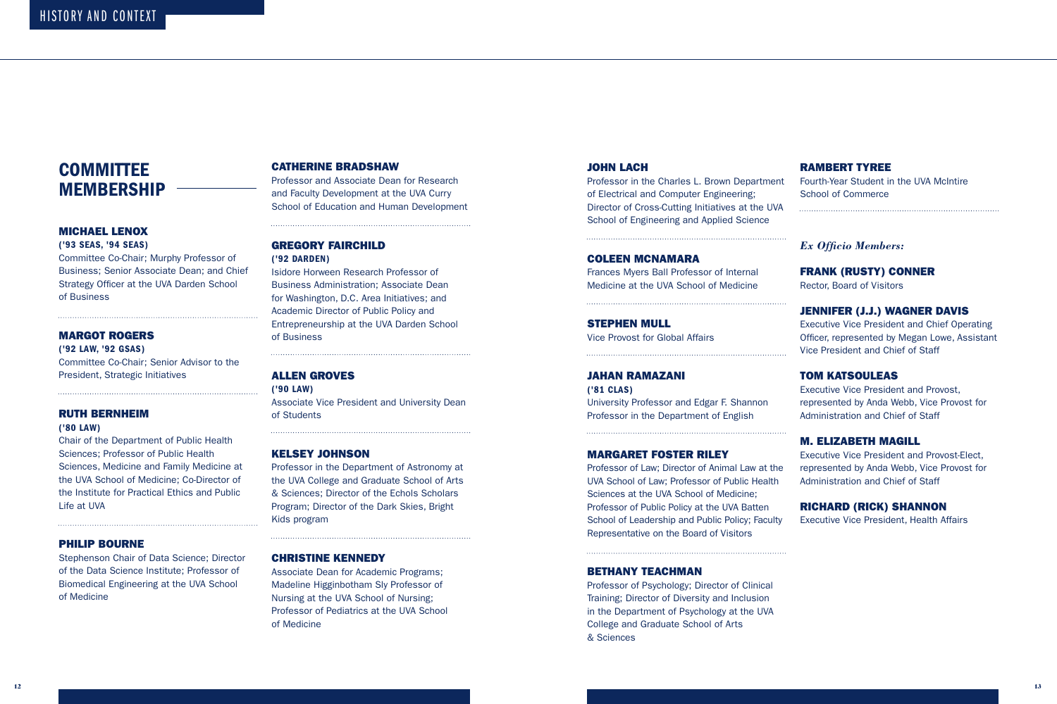## COMMITTEE MEMBERSHIP

**MICHAEL LENOX**
**('93 SEAS, '94 SEAS)**
Committee Co-Chair; Murphy Professor of Business; Senior Associate Dean; and Chief Strategy Officer at the UVA Darden School of Business

**MARGOT ROGERS**
**('92 LAW, '92 GSAS)**
Committee Co-Chair; Senior Advisor to the President, Strategic Initiatives

**RUTH BERNHEIM**
**('80 LAW)**
Chair of the Department of Public Health Sciences; Professor of Public Health Sciences, Medicine and Family Medicine at the UVA School of Medicine; Co-Director of the Institute for Practical Ethics and Public Life at UVA

**PHILIP BOURNE**
Stephenson Chair of Data Science; Director of the Data Science Institute; Professor of Biomedical Engineering at the UVA School of Medicine

**CATHERINE BRADSHAW**
Professor and Associate Dean for Research and Faculty Development at the UVA Curry School of Education and Human Development

**GREGORY FAIRCHILD**
**('92 DARDEN)**
Isidore Horween Research Professor of Business Administration; Associate Dean for Washington, D.C. Area Initiatives; and Academic Director of Public Policy and Entrepreneurship at the UVA Darden School of Business

**ALLEN GROVES**
**('90 LAW)**
Associate Vice President and University Dean of Students

**KELSEY JOHNSON**
Professor in the Department of Astronomy at the UVA College and Graduate School of Arts & Sciences; Director of the Echols Scholars Program; Director of the Dark Skies, Bright Kids program

**CHRISTINE KENNEDY**
Associate Dean for Academic Programs; Madeline Higginbotham Sly Professor of Nursing at the UVA School of Nursing; Professor of Pediatrics at the UVA School of Medicine

**JOHN LACH**
Professor in the Charles L. Brown Department of Electrical and Computer Engineering; Director of Cross-Cutting Initiatives at the UVA School of Engineering and Applied Science

**COLEEN MCNAMARA**
Frances Myers Ball Professor of Internal Medicine at the UVA School of Medicine

**STEPHEN MULL**
Vice Provost for Global Affairs

**JAHAN RAMAZANI**
**('81 CLAS)**
University Professor and Edgar F. Shannon Professor in the Department of English

**MARGARET FOSTER RILEY**
Professor of Law; Director of Animal Law at the UVA School of Law; Professor of Public Health Sciences at the UVA School of Medicine; Professor of Public Policy at the UVA Batten School of Leadership and Public Policy; Faculty Representative on the Board of Visitors

**BETHANY TEACHMAN**
Professor of Psychology; Director of Clinical Training; Director of Diversity and Inclusion in the Department of Psychology at the UVA College and Graduate School of Arts & Sciences

**RAMBERT TYREE**
Fourth-Year Student in the UVA McIntire School of Commerce

*Ex Officio Members:*

**FRANK (RUSTY) CONNER**
Rector, Board of Visitors

**JENNIFER (J.J.) WAGNER DAVIS**
Executive Vice President and Chief Operating Officer, represented by Megan Lowe, Assistant Vice President and Chief of Staff

**TOM KATSOULEAS**
Executive Vice President and Provost, represented by Anda Webb, Vice Provost for Administration and Chief of Staff

**M. ELIZABETH MAGILL**
Executive Vice President and Provost-Elect, represented by Anda Webb, Vice Provost for Administration and Chief of Staff

**RICHARD (RICK) SHANNON**
Executive Vice President, Health Affairs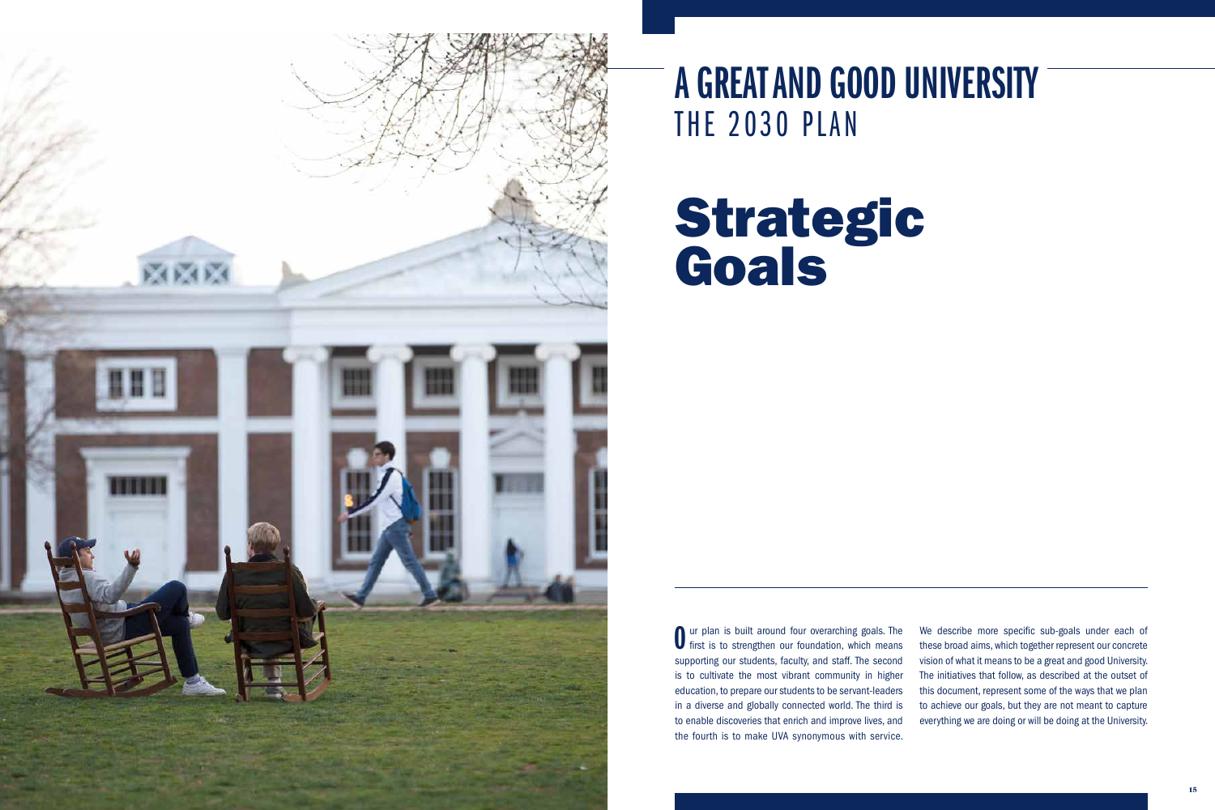# A GREAT AND GOOD UNIVERSITY
## THE 2030 PLAN

# Strategic Goals

Our plan is built around four overarching goals. The first is to strengthen our foundation, which means supporting our students, faculty, and staff. The second is to cultivate the most vibrant community in higher education, to prepare our students to be servant-leaders in a diverse and globally connected world. The third is to enable discoveries that enrich and improve lives, and the fourth is to make UVA synonymous with service.

We describe more specific sub-goals under each of these broad aims, which together represent our concrete vision of what it means to be a great and good University. The initiatives that follow, as described at the outset of this document, represent some of the ways that we plan to achieve our goals, but they are not meant to capture everything we are doing or will be doing at the University.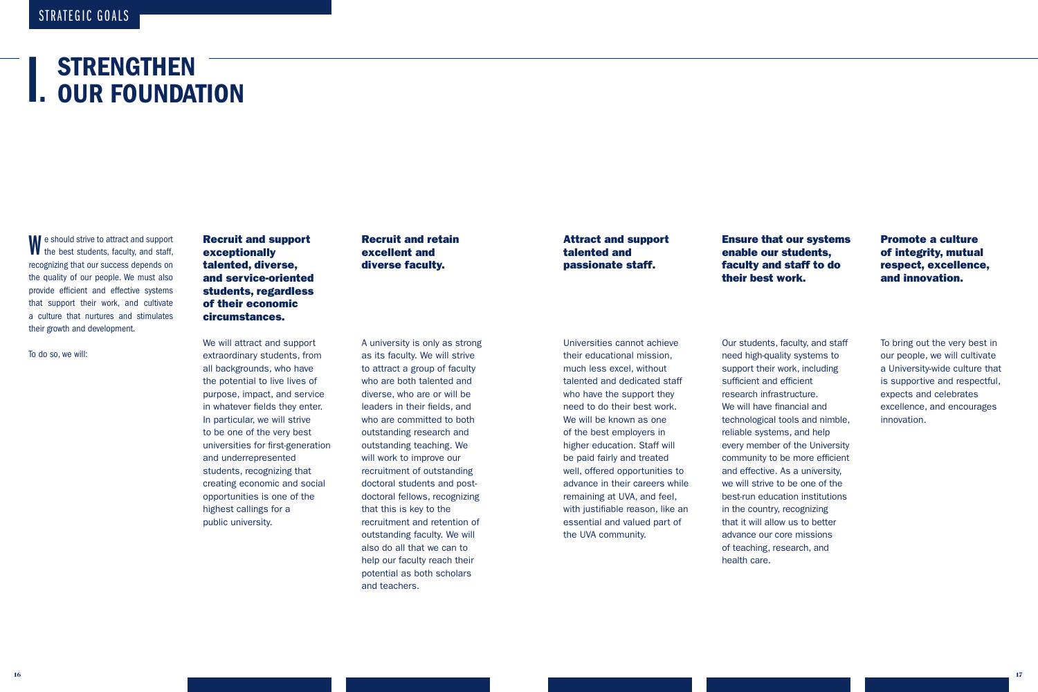# I. STRENGTHEN OUR FOUNDATION

We should strive to attract and support the best students, faculty, and staff, recognizing that our success depends on the quality of our people. We must also provide efficient and effective systems that support their work, and cultivate a culture that nurtures and stimulates their growth and development.

To do so, we will:

### Recruit and support exceptionally talented, diverse, and service-oriented students, regardless of their economic circumstances.

We will attract and support extraordinary students, from all backgrounds, who have the potential to live lives of purpose, impact, and service in whatever fields they enter. In particular, we will strive to be one of the very best universities for first-generation and underrepresented students, recognizing that creating economic and social opportunities is one of the highest callings for a public university.

### Recruit and retain excellent and diverse faculty.

A university is only as strong as its faculty. We will strive to attract a group of faculty who are both talented and diverse, who are or will be leaders in their fields, and who are committed to both outstanding research and outstanding teaching. We will work to improve our recruitment of outstanding doctoral students and post-doctoral fellows, recognizing that this is key to the recruitment and retention of outstanding faculty. We will also do all that we can to help our faculty reach their potential as both scholars and teachers.

### Attract and support talented and passionate staff.

Universities cannot achieve their educational mission, much less excel, without talented and dedicated staff who have the support they need to do their best work. We will be known as one of the best employers in higher education. Staff will be paid fairly and treated well, offered opportunities to advance in their careers while remaining at UVA, and feel, with justifiable reason, like an essential and valued part of the UVA community.

### Ensure that our systems enable our students, faculty and staff to do their best work.

Our students, faculty, and staff need high-quality systems to support their work, including sufficient and efficient research infrastructure. We will have financial and technological tools and nimble, reliable systems, and help every member of the University community to be more efficient and effective. As a university, we will strive to be one of the best-run education institutions in the country, recognizing that it will allow us to better advance our core missions of teaching, research, and health care.

### Promote a culture of integrity, mutual respect, excellence, and innovation.

To bring out the very best in our people, we will cultivate a University-wide culture that is supportive and respectful, expects and celebrates excellence, and encourages innovation.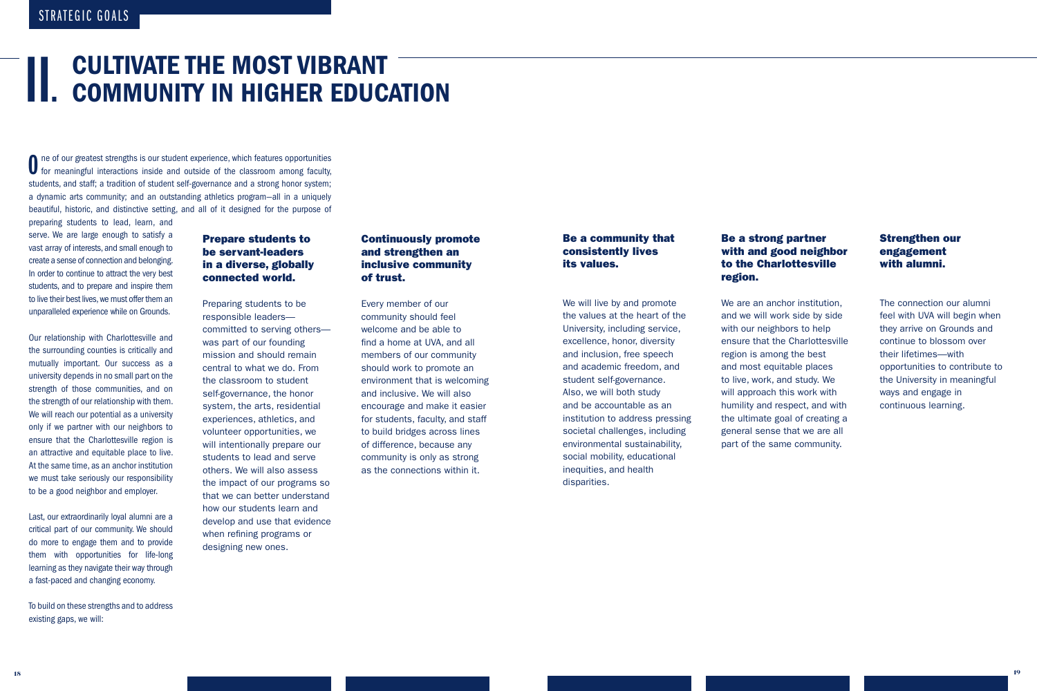# II. CULTIVATE THE MOST VIBRANT COMMUNITY IN HIGHER EDUCATION

One of our greatest strengths is our student experience, which features opportunities for meaningful interactions inside and outside of the classroom among faculty, students, and staff; a tradition of student self-governance and a strong honor system; a dynamic arts community; and an outstanding athletics program—all in a uniquely beautiful, historic, and distinctive setting, and all of it designed for the purpose of preparing students to lead, learn, and serve. We are large enough to satisfy a vast array of interests, and small enough to create a sense of connection and belonging. In order to continue to attract the very best students, and to prepare and inspire them to live their best lives, we must offer them an unparalleled experience while on Grounds.

Our relationship with Charlottesville and the surrounding counties is critically and mutually important. Our success as a university depends in no small part on the strength of those communities, and on the strength of our relationship with them. We will reach our potential as a university only if we partner with our neighbors to ensure that the Charlottesville region is an attractive and equitable place to live. At the same time, as an anchor institution we must take seriously our responsibility to be a good neighbor and employer.

Last, our extraordinarily loyal alumni are a critical part of our community. We should do more to engage them and to provide them with opportunities for life-long learning as they navigate their way through a fast-paced and changing economy.

To build on these strengths and to address existing gaps, we will:

### Prepare students to be servant-leaders in a diverse, globally connected world.

Preparing students to be responsible leaders—committed to serving others—was part of our founding mission and should remain central to what we do. From the classroom to student self-governance, the honor system, the arts, residential experiences, athletics, and volunteer opportunities, we will intentionally prepare our students to lead and serve others. We will also assess the impact of our programs so that we can better understand how our students learn and develop and use that evidence when refining programs or designing new ones.

### Continuously promote and strengthen an inclusive community of trust.

Every member of our community should feel welcome and be able to find a home at UVA, and all members of our community should work to promote an environment that is welcoming and inclusive. We will also encourage and make it easier for students, faculty, and staff to build bridges across lines of difference, because any community is only as strong as the connections within it.

### Be a community that consistently lives its values.

We will live by and promote the values at the heart of the University, including service, excellence, honor, diversity and inclusion, free speech and academic freedom, and student self-governance. Also, we will both study and be accountable as an institution to address pressing societal challenges, including environmental sustainability, social mobility, educational inequities, and health disparities.

### Be a strong partner with and good neighbor to the Charlottesville region.

We are an anchor institution, and we will work side by side with our neighbors to help ensure that the Charlottesville region is among the best and most equitable places to live, work, and study. We will approach this work with humility and respect, and with the ultimate goal of creating a general sense that we are all part of the same community.

### Strengthen our engagement with alumni.

The connection our alumni feel with UVA will begin when they arrive on Grounds and continue to blossom over their lifetimes—with opportunities to contribute to the University in meaningful ways and engage in continuous learning.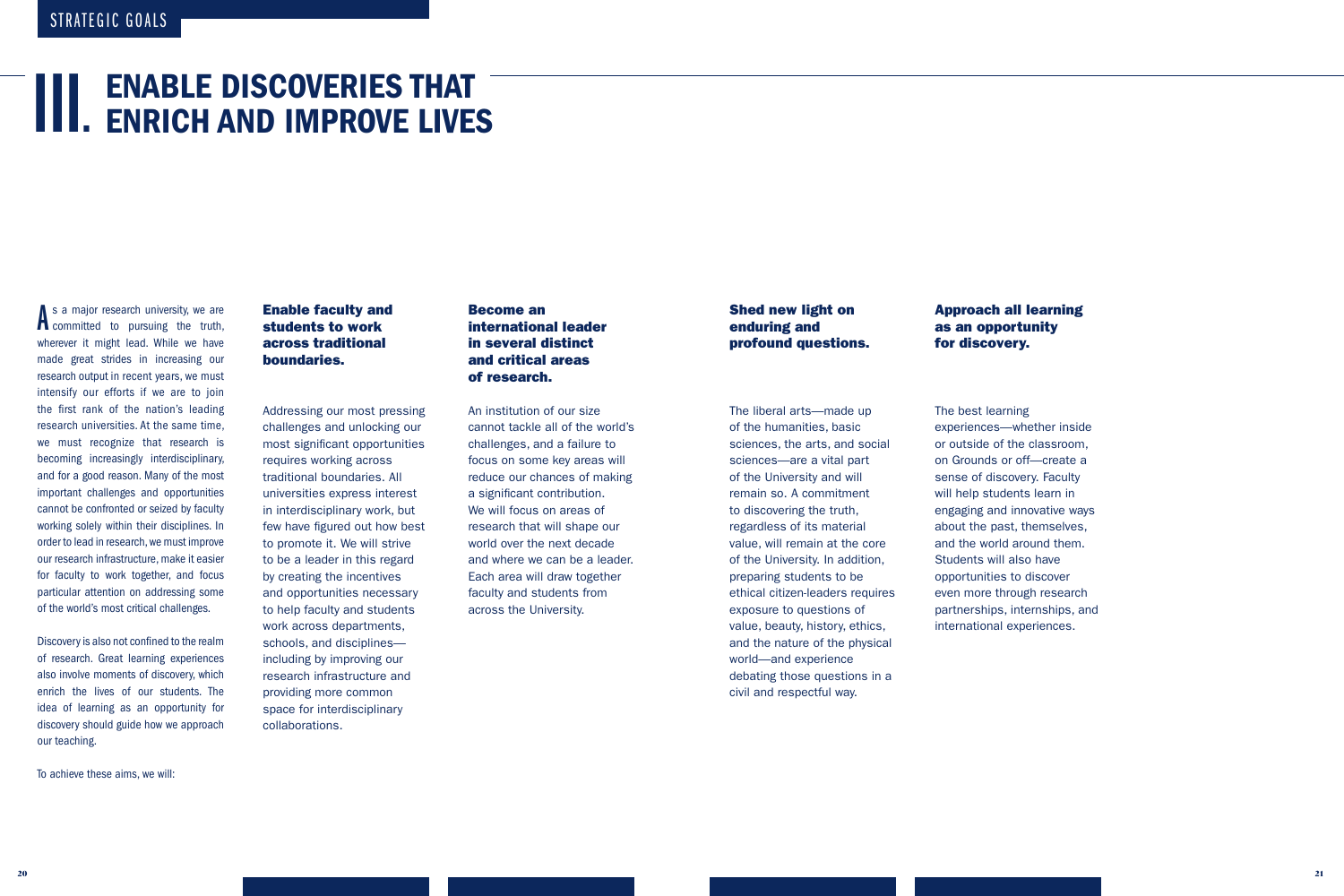STRATEGIC GOALS

# III. ENABLE DISCOVERIES THAT ENRICH AND IMPROVE LIVES

As a major research university, we are committed to pursuing the truth, wherever it might lead. While we have made great strides in increasing our research output in recent years, we must intensify our efforts if we are to join the first rank of the nation's leading research universities. At the same time, we must recognize that research is becoming increasingly interdisciplinary, and for a good reason. Many of the most important challenges and opportunities cannot be confronted or seized by faculty working solely within their disciplines. In order to lead in research, we must improve our research infrastructure, make it easier for faculty to work together, and focus particular attention on addressing some of the world's most critical challenges.

Discovery is also not confined to the realm of research. Great learning experiences also involve moments of discovery, which enrich the lives of our students. The idea of learning as an opportunity for discovery should guide how we approach our teaching.

To achieve these aims, we will:

### Enable faculty and students to work across traditional boundaries.

Addressing our most pressing challenges and unlocking our most significant opportunities requires working across traditional boundaries. All universities express interest in interdisciplinary work, but few have figured out how best to promote it. We will strive to be a leader in this regard by creating the incentives and opportunities necessary to help faculty and students work across departments, schools, and disciplines—including by improving our research infrastructure and providing more common space for interdisciplinary collaborations.

### Become an international leader in several distinct and critical areas of research.

An institution of our size cannot tackle all of the world's challenges, and a failure to focus on some key areas will reduce our chances of making a significant contribution. We will focus on areas of research that will shape our world over the next decade and where we can be a leader. Each area will draw together faculty and students from across the University.

### Shed new light on enduring and profound questions.

The liberal arts—made up of the humanities, basic sciences, the arts, and social sciences—are a vital part of the University and will remain so. A commitment to discovering the truth, regardless of its material value, will remain at the core of the University. In addition, preparing students to be ethical citizen-leaders requires exposure to questions of value, beauty, history, ethics, and the nature of the physical world—and experience debating those questions in a civil and respectful way.

### Approach all learning as an opportunity for discovery.

The best learning experiences—whether inside or outside of the classroom, on Grounds or off—create a sense of discovery. Faculty will help students learn in engaging and innovative ways about the past, themselves, and the world around them. Students will also have opportunities to discover even more through research partnerships, internships, and international experiences.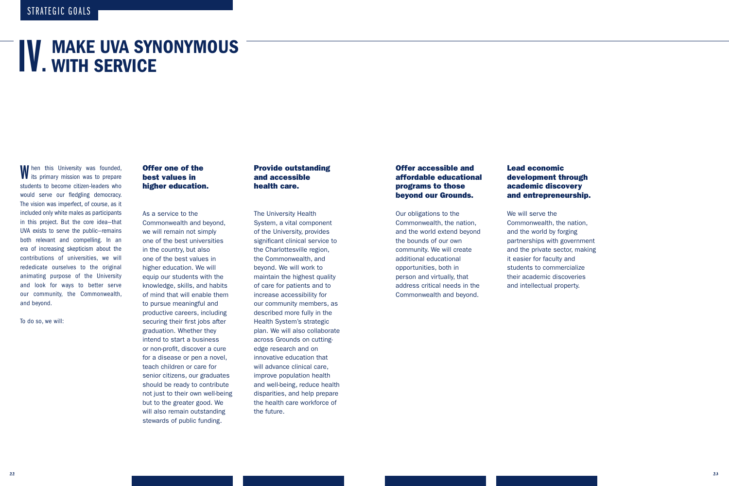STRATEGIC GOALS

# IV. MAKE UVA SYNONYMOUS WITH SERVICE

When this University was founded, its primary mission was to prepare students to become citizen-leaders who would serve our fledgling democracy. The vision was imperfect, of course, as it included only white males as participants in this project. But the core idea—that UVA exists to serve the public—remains both relevant and compelling. In an era of increasing skepticism about the contributions of universities, we will rededicate ourselves to the original animating purpose of the University and look for ways to better serve our community, the Commonwealth, and beyond.

To do so, we will:

### Offer one of the best values in higher education.

As a service to the Commonwealth and beyond, we will remain not simply one of the best universities in the country, but also one of the best values in higher education. We will equip our students with the knowledge, skills, and habits of mind that will enable them to pursue meaningful and productive careers, including securing their first jobs after graduation. Whether they intend to start a business or non-profit, discover a cure for a disease or pen a novel, teach children or care for senior citizens, our graduates should be ready to contribute not just to their own well-being but to the greater good. We will also remain outstanding stewards of public funding.

### Provide outstanding and accessible health care.

The University Health System, a vital component of the University, provides significant clinical service to the Charlottesville region, the Commonwealth, and beyond. We will work to maintain the highest quality of care for patients and to increase accessibility for our community members, as described more fully in the Health System's strategic plan. We will also collaborate across Grounds on cutting-edge research and on innovative education that will advance clinical care, improve population health and well-being, reduce health disparities, and help prepare the health care workforce of the future.

### Offer accessible and affordable educational programs to those beyond our Grounds.

Our obligations to the Commonwealth, the nation, and the world extend beyond the bounds of our own community. We will create additional educational opportunities, both in person and virtually, that address critical needs in the Commonwealth and beyond.

### Lead economic development through academic discovery and entrepreneurship.

We will serve the Commonwealth, the nation, and the world by forging partnerships with government and the private sector, making it easier for faculty and students to commercialize their academic discoveries and intellectual property.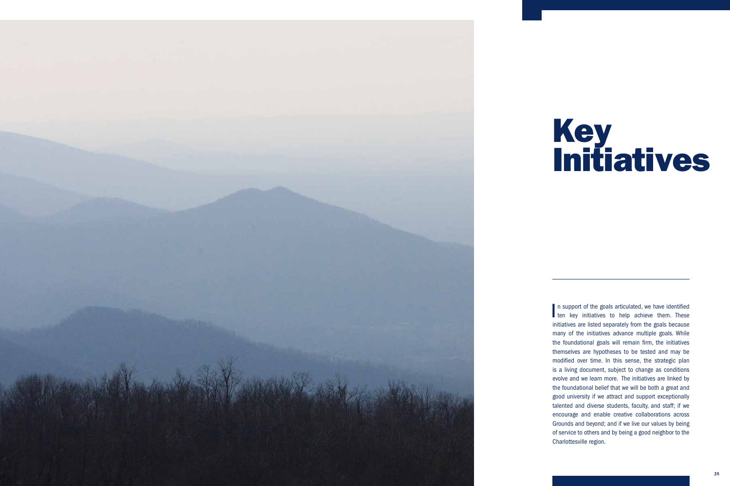# Key Initiatives

In support of the goals articulated, we have identified ten key initiatives to help achieve them. These initiatives are listed separately from the goals because many of the initiatives advance multiple goals. While the foundational goals will remain firm, the initiatives themselves are hypotheses to be tested and may be modified over time. In this sense, the strategic plan is a living document, subject to change as conditions evolve and we learn more. The initiatives are linked by the foundational belief that we will be both a great and good university if we attract and support exceptionally talented and diverse students, faculty, and staff; if we encourage and enable creative collaborations across Grounds and beyond; and if we live our values by being of service to others and by being a good neighbor to the Charlottesville region.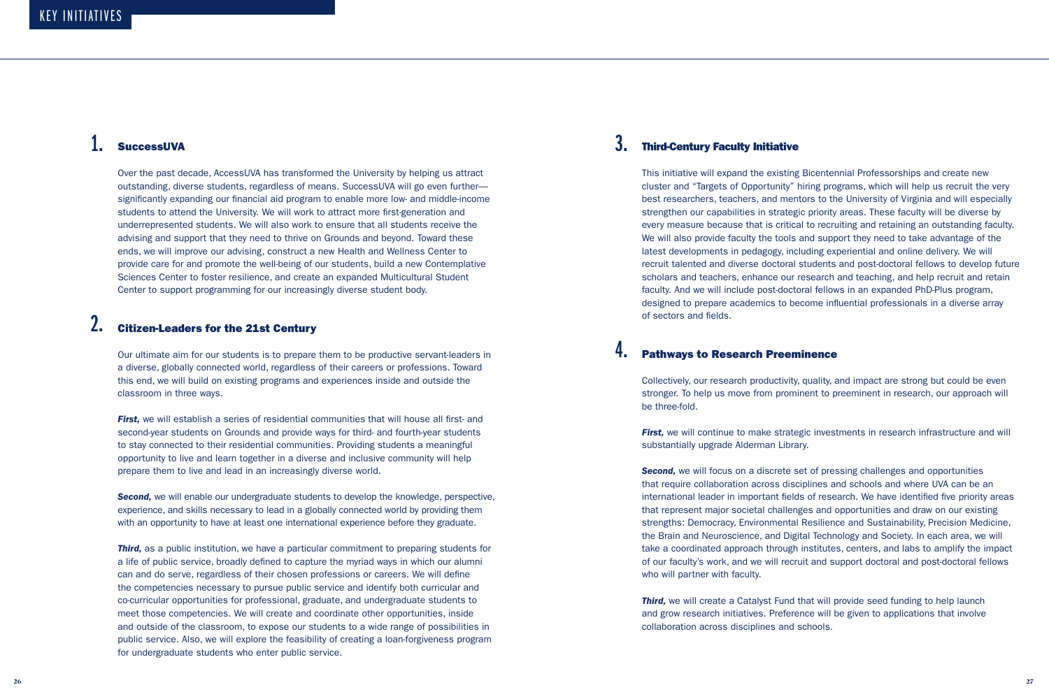# KEY INITIATIVES

## 1. SuccessUVA

Over the past decade, AccessUVA has transformed the University by helping us attract outstanding, diverse students, regardless of means. SuccessUVA will go even further—significantly expanding our financial aid program to enable more low- and middle-income students to attend the University. We will work to attract more first-generation and underrepresented students. We will also work to ensure that all students receive the advising and support that they need to thrive on Grounds and beyond. Toward these ends, we will improve our advising, construct a new Health and Wellness Center to provide care for and promote the well-being of our students, build a new Contemplative Sciences Center to foster resilience, and create an expanded Multicultural Student Center to support programming for our increasingly diverse student body.

## 2. Citizen-Leaders for the 21st Century

Our ultimate aim for our students is to prepare them to be productive servant-leaders in a diverse, globally connected world, regardless of their careers or professions. Toward this end, we will build on existing programs and experiences inside and outside the classroom in three ways.

***First,*** we will establish a series of residential communities that will house all first- and second-year students on Grounds and provide ways for third- and fourth-year students to stay connected to their residential communities. Providing students a meaningful opportunity to live and learn together in a diverse and inclusive community will help prepare them to live and lead in an increasingly diverse world.

***Second,*** we will enable our undergraduate students to develop the knowledge, perspective, experience, and skills necessary to lead in a globally connected world by providing them with an opportunity to have at least one international experience before they graduate.

***Third,*** as a public institution, we have a particular commitment to preparing students for a life of public service, broadly defined to capture the myriad ways in which our alumni can and do serve, regardless of their chosen professions or careers. We will define the competencies necessary to pursue public service and identify both curricular and co-curricular opportunities for professional, graduate, and undergraduate students to meet those competencies. We will create and coordinate other opportunities, inside and outside of the classroom, to expose our students to a wide range of possibilities in public service. Also, we will explore the feasibility of creating a loan-forgiveness program for undergraduate students who enter public service.

## 3. Third-Century Faculty Initiative

This initiative will expand the existing Bicentennial Professorships and create new cluster and "Targets of Opportunity" hiring programs, which will help us recruit the very best researchers, teachers, and mentors to the University of Virginia and will especially strengthen our capabilities in strategic priority areas. These faculty will be diverse by every measure because that is critical to recruiting and retaining an outstanding faculty. We will also provide faculty the tools and support they need to take advantage of the latest developments in pedagogy, including experiential and online delivery. We will recruit talented and diverse doctoral students and post-doctoral fellows to develop future scholars and teachers, enhance our research and teaching, and help recruit and retain faculty. And we will include post-doctoral fellows in an expanded PhD-Plus program, designed to prepare academics to become influential professionals in a diverse array of sectors and fields.

## 4. Pathways to Research Preeminence

Collectively, our research productivity, quality, and impact are strong but could be even stronger. To help us move from prominent to preeminent in research, our approach will be three-fold.

***First,*** we will continue to make strategic investments in research infrastructure and will substantially upgrade Alderman Library.

***Second,*** we will focus on a discrete set of pressing challenges and opportunities that require collaboration across disciplines and schools and where UVA can be an international leader in important fields of research. We have identified five priority areas that represent major societal challenges and opportunities and draw on our existing strengths: Democracy, Environmental Resilience and Sustainability, Precision Medicine, the Brain and Neuroscience, and Digital Technology and Society. In each area, we will take a coordinated approach through institutes, centers, and labs to amplify the impact of our faculty's work, and we will recruit and support doctoral and post-doctoral fellows who will partner with faculty.

***Third,*** we will create a Catalyst Fund that will provide seed funding to help launch and grow research initiatives. Preference will be given to applications that involve collaboration across disciplines and schools.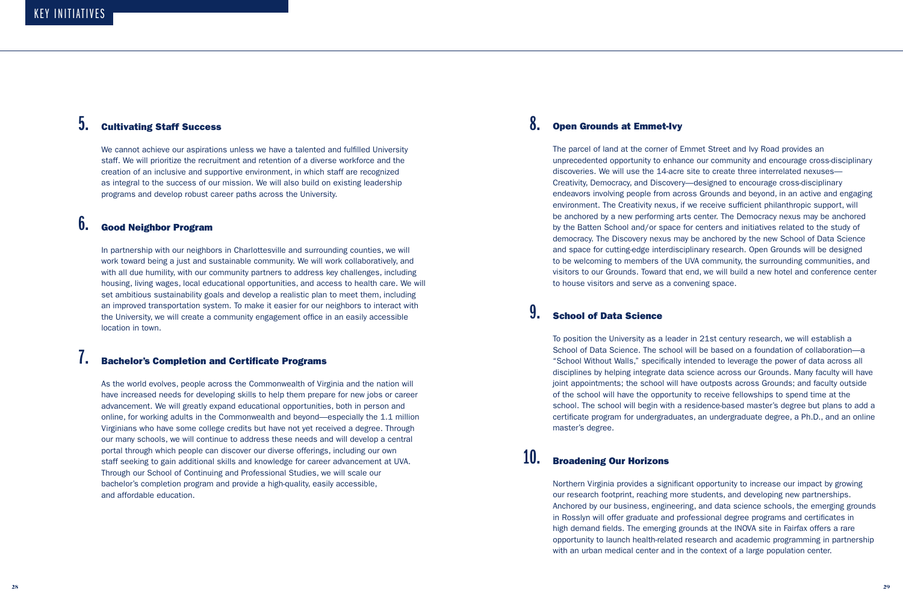# KEY INITIATIVES

## 5. Cultivating Staff Success

We cannot achieve our aspirations unless we have a talented and fulfilled University staff. We will prioritize the recruitment and retention of a diverse workforce and the creation of an inclusive and supportive environment, in which staff are recognized as integral to the success of our mission. We will also build on existing leadership programs and develop robust career paths across the University.

## 6. Good Neighbor Program

In partnership with our neighbors in Charlottesville and surrounding counties, we will work toward being a just and sustainable community. We will work collaboratively, and with all due humility, with our community partners to address key challenges, including housing, living wages, local educational opportunities, and access to health care. We will set ambitious sustainability goals and develop a realistic plan to meet them, including an improved transportation system. To make it easier for our neighbors to interact with the University, we will create a community engagement office in an easily accessible location in town.

## 7. Bachelor's Completion and Certificate Programs

As the world evolves, people across the Commonwealth of Virginia and the nation will have increased needs for developing skills to help them prepare for new jobs or career advancement. We will greatly expand educational opportunities, both in person and online, for working adults in the Commonwealth and beyond—especially the 1.1 million Virginians who have some college credits but have not yet received a degree. Through our many schools, we will continue to address these needs and will develop a central portal through which people can discover our diverse offerings, including our own staff seeking to gain additional skills and knowledge for career advancement at UVA. Through our School of Continuing and Professional Studies, we will scale our bachelor's completion program and provide a high-quality, easily accessible, and affordable education.

## 8. Open Grounds at Emmet-Ivy

The parcel of land at the corner of Emmet Street and Ivy Road provides an unprecedented opportunity to enhance our community and encourage cross-disciplinary discoveries. We will use the 14-acre site to create three interrelated nexuses—Creativity, Democracy, and Discovery—designed to encourage cross-disciplinary endeavors involving people from across Grounds and beyond, in an active and engaging environment. The Creativity nexus, if we receive sufficient philanthropic support, will be anchored by a new performing arts center. The Democracy nexus may be anchored by the Batten School and/or space for centers and initiatives related to the study of democracy. The Discovery nexus may be anchored by the new School of Data Science and space for cutting-edge interdisciplinary research. Open Grounds will be designed to be welcoming to members of the UVA community, the surrounding communities, and visitors to our Grounds. Toward that end, we will build a new hotel and conference center to house visitors and serve as a convening space.

## 9. School of Data Science

To position the University as a leader in 21st century research, we will establish a School of Data Science. The school will be based on a foundation of collaboration—a "School Without Walls," specifically intended to leverage the power of data across all disciplines by helping integrate data science across our Grounds. Many faculty will have joint appointments; the school will have outposts across Grounds; and faculty outside of the school will have the opportunity to receive fellowships to spend time at the school. The school will begin with a residence-based master's degree but plans to add a certificate program for undergraduates, an undergraduate degree, a Ph.D., and an online master's degree.

## 10. Broadening Our Horizons

Northern Virginia provides a significant opportunity to increase our impact by growing our research footprint, reaching more students, and developing new partnerships. Anchored by our business, engineering, and data science schools, the emerging grounds in Rosslyn will offer graduate and professional degree programs and certificates in high demand fields. The emerging grounds at the INOVA site in Fairfax offers a rare opportunity to launch health-related research and academic programming in partnership with an urban medical center and in the context of a large population center.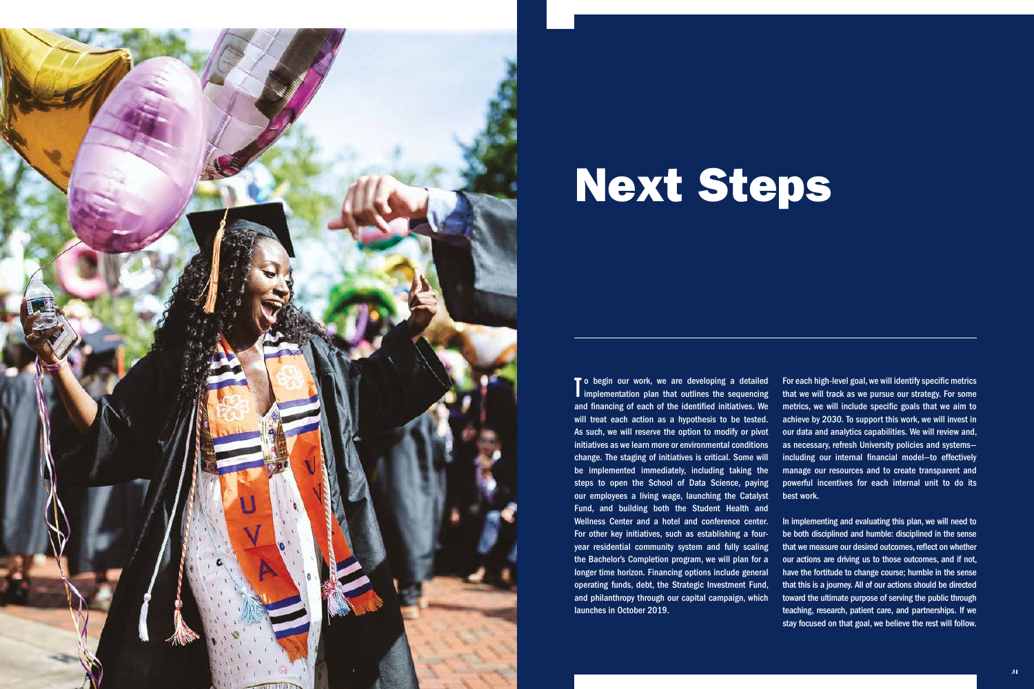# Next Steps

To begin our work, we are developing a detailed implementation plan that outlines the sequencing and financing of each of the identified initiatives. We will treat each action as a hypothesis to be tested. As such, we will reserve the option to modify or pivot initiatives as we learn more or environmental conditions change. The staging of initiatives is critical. Some will be implemented immediately, including taking the steps to open the School of Data Science, paying our employees a living wage, launching the Catalyst Fund, and building both the Student Health and Wellness Center and a hotel and conference center. For other key initiatives, such as establishing a four-year residential community system and fully scaling the Bachelor's Completion program, we will plan for a longer time horizon. Financing options include general operating funds, debt, the Strategic Investment Fund, and philanthropy through our capital campaign, which launches in October 2019.

For each high-level goal, we will identify specific metrics that we will track as we pursue our strategy. For some metrics, we will include specific goals that we aim to achieve by 2030. To support this work, we will invest in our data and analytics capabilities. We will review and, as necessary, refresh University policies and systems—including our internal financial model—to effectively manage our resources and to create transparent and powerful incentives for each internal unit to do its best work.

In implementing and evaluating this plan, we will need to be both disciplined and humble: disciplined in the sense that we measure our desired outcomes, reflect on whether our actions are driving us to those outcomes, and if not, have the fortitude to change course; humble in the sense that this is a journey. All of our actions should be directed toward the ultimate purpose of serving the public through teaching, research, patient care, and partnerships. If we stay focused on that goal, we believe the rest will follow.